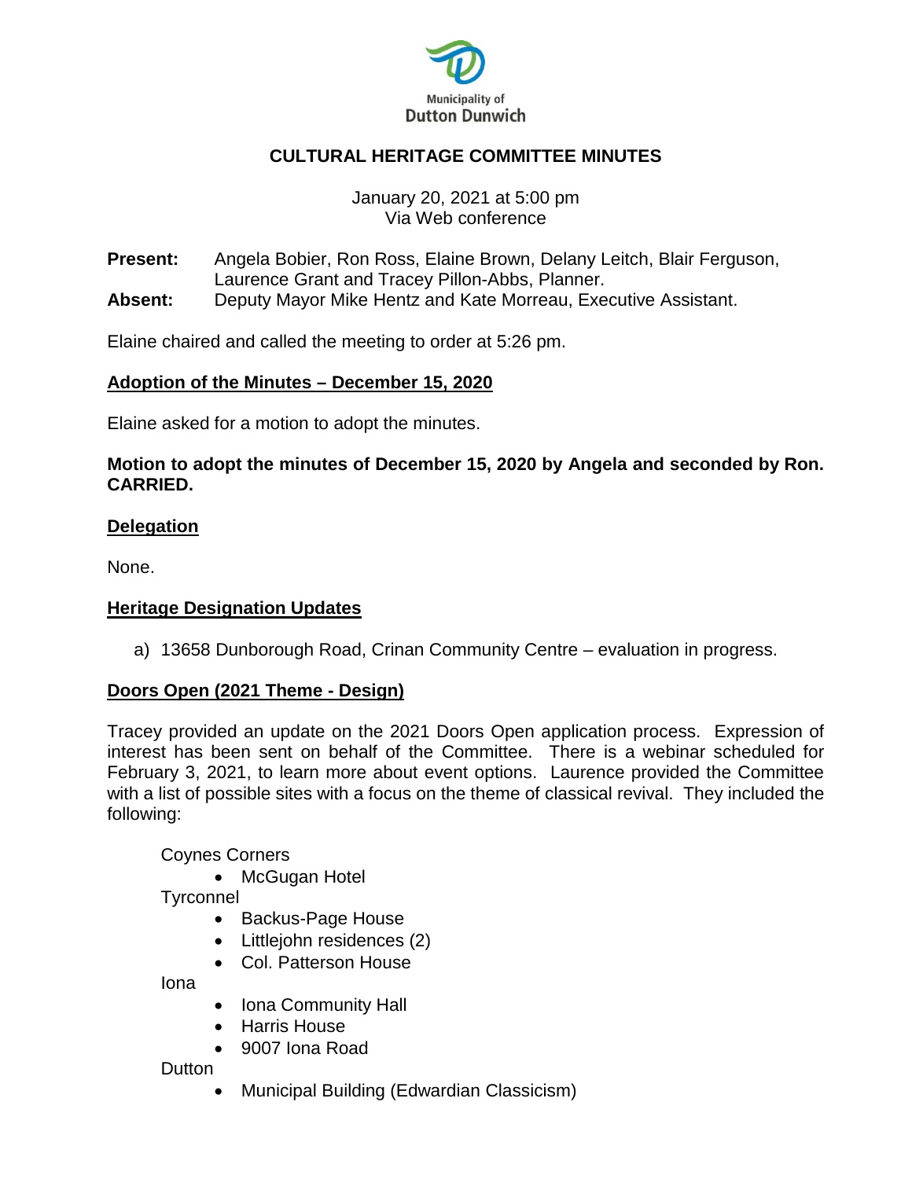Municipality of Dutton Dunwich

# CULTURAL HERITAGE COMMITTEE MINUTES

January 20, 2021 at 5:00 pm
Via Web conference

**Present:** Angela Bobier, Ron Ross, Elaine Brown, Delany Leitch, Blair Ferguson, Laurence Grant and Tracey Pillon-Abbs, Planner.
**Absent:** Deputy Mayor Mike Hentz and Kate Morreau, Executive Assistant.

Elaine chaired and called the meeting to order at 5:26 pm.

## Adoption of the Minutes – December 15, 2020

Elaine asked for a motion to adopt the minutes.

**Motion to adopt the minutes of December 15, 2020 by Angela and seconded by Ron. CARRIED.**

## Delegation

None.

## Heritage Designation Updates

a) 13658 Dunborough Road, Crinan Community Centre – evaluation in progress.

## Doors Open (2021 Theme - Design)

Tracey provided an update on the 2021 Doors Open application process. Expression of interest has been sent on behalf of the Committee. There is a webinar scheduled for February 3, 2021, to learn more about event options. Laurence provided the Committee with a list of possible sites with a focus on the theme of classical revival. They included the following:

Coynes Corners
- McGugan Hotel

Tyrconnel
- Backus-Page House
- Littlejohn residences (2)
- Col. Patterson House

Iona
- Iona Community Hall
- Harris House
- 9007 Iona Road

Dutton
- Municipal Building (Edwardian Classicism)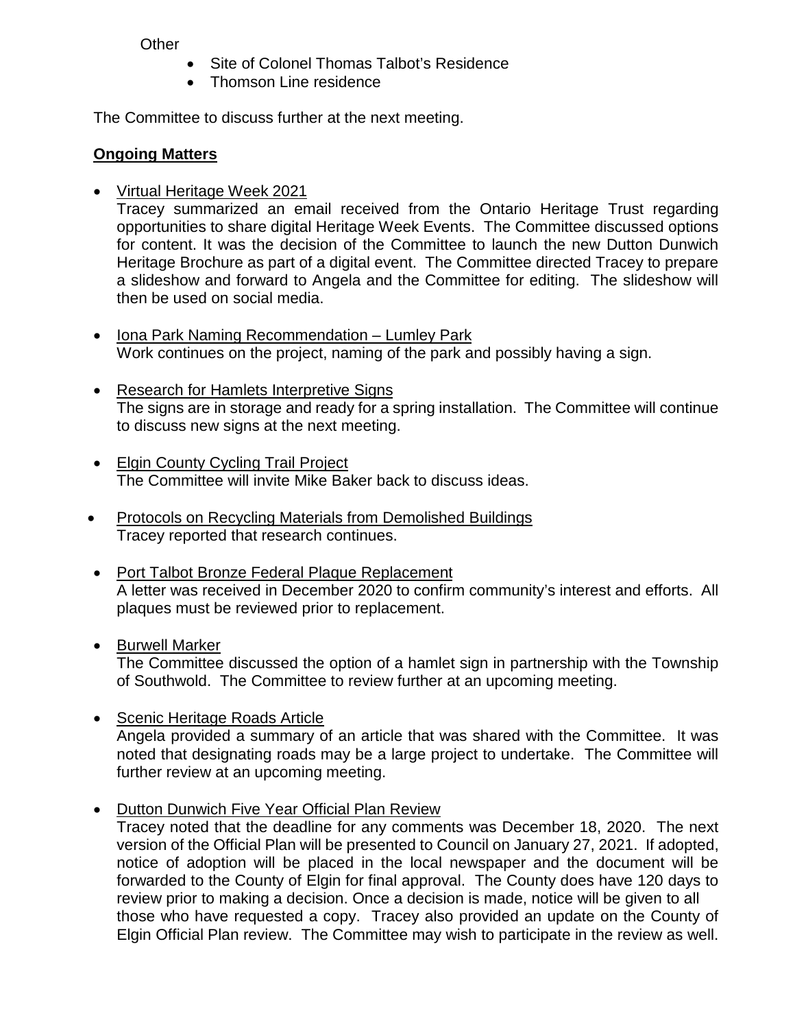Other

- Site of Colonel Thomas Talbot's Residence
- Thomson Line residence

The Committee to discuss further at the next meeting.

**Ongoing Matters**

- Virtual Heritage Week 2021
  Tracey summarized an email received from the Ontario Heritage Trust regarding opportunities to share digital Heritage Week Events. The Committee discussed options for content. It was the decision of the Committee to launch the new Dutton Dunwich Heritage Brochure as part of a digital event. The Committee directed Tracey to prepare a slideshow and forward to Angela and the Committee for editing. The slideshow will then be used on social media.

- Iona Park Naming Recommendation – Lumley Park
  Work continues on the project, naming of the park and possibly having a sign.

- Research for Hamlets Interpretive Signs
  The signs are in storage and ready for a spring installation. The Committee will continue to discuss new signs at the next meeting.

- Elgin County Cycling Trail Project
  The Committee will invite Mike Baker back to discuss ideas.

- Protocols on Recycling Materials from Demolished Buildings
  Tracey reported that research continues.

- Port Talbot Bronze Federal Plaque Replacement
  A letter was received in December 2020 to confirm community's interest and efforts. All plaques must be reviewed prior to replacement.

- Burwell Marker
  The Committee discussed the option of a hamlet sign in partnership with the Township of Southwold. The Committee to review further at an upcoming meeting.

- Scenic Heritage Roads Article
  Angela provided a summary of an article that was shared with the Committee. It was noted that designating roads may be a large project to undertake. The Committee will further review at an upcoming meeting.

- Dutton Dunwich Five Year Official Plan Review
  Tracey noted that the deadline for any comments was December 18, 2020. The next version of the Official Plan will be presented to Council on January 27, 2021. If adopted, notice of adoption will be placed in the local newspaper and the document will be forwarded to the County of Elgin for final approval. The County does have 120 days to review prior to making a decision. Once a decision is made, notice will be given to all those who have requested a copy. Tracey also provided an update on the County of Elgin Official Plan review. The Committee may wish to participate in the review as well.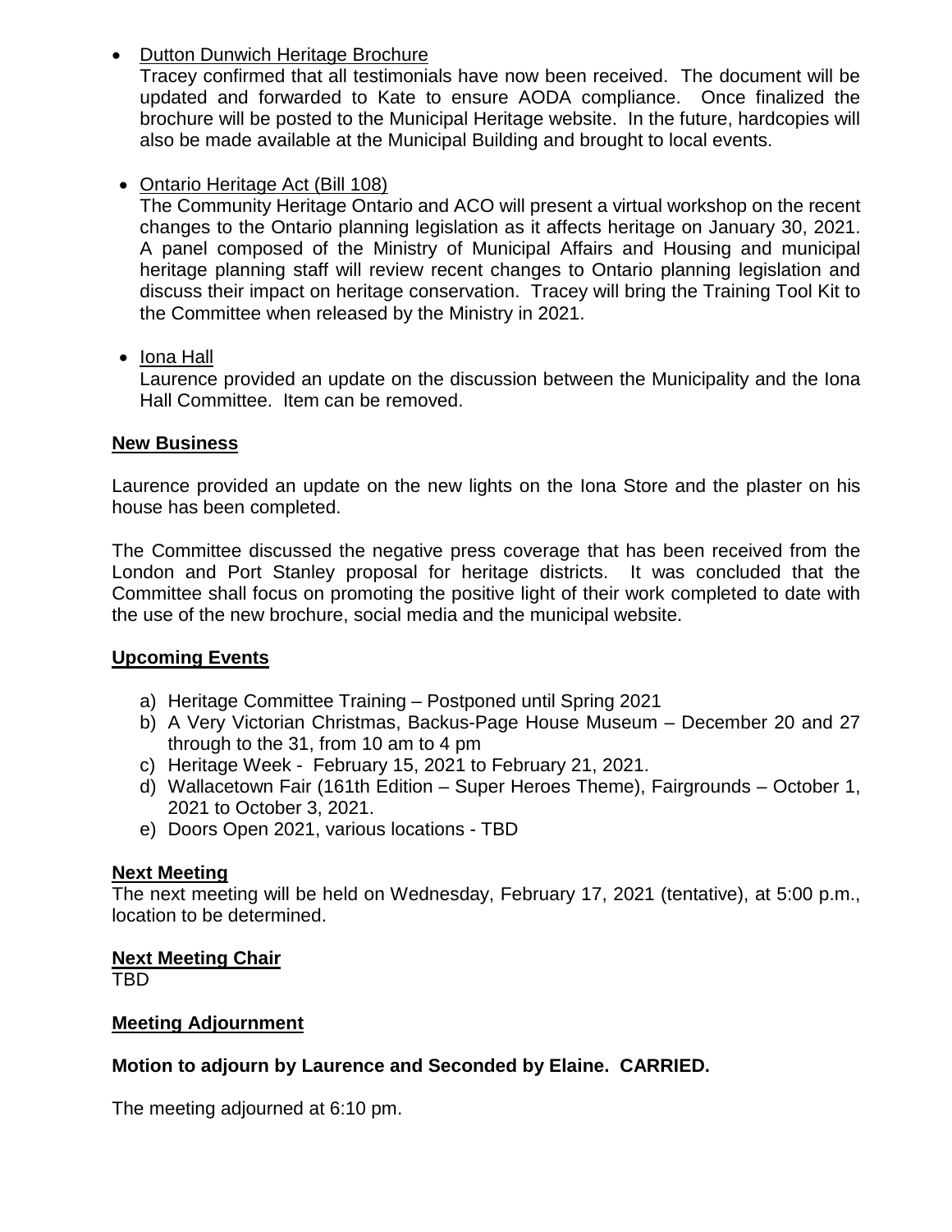- Dutton Dunwich Heritage Brochure
  Tracey confirmed that all testimonials have now been received. The document will be updated and forwarded to Kate to ensure AODA compliance. Once finalized the brochure will be posted to the Municipal Heritage website. In the future, hardcopies will also be made available at the Municipal Building and brought to local events.

- Ontario Heritage Act (Bill 108)
  The Community Heritage Ontario and ACO will present a virtual workshop on the recent changes to the Ontario planning legislation as it affects heritage on January 30, 2021. A panel composed of the Ministry of Municipal Affairs and Housing and municipal heritage planning staff will review recent changes to Ontario planning legislation and discuss their impact on heritage conservation. Tracey will bring the Training Tool Kit to the Committee when released by the Ministry in 2021.

- Iona Hall
  Laurence provided an update on the discussion between the Municipality and the Iona Hall Committee. Item can be removed.

## New Business

Laurence provided an update on the new lights on the Iona Store and the plaster on his house has been completed.

The Committee discussed the negative press coverage that has been received from the London and Port Stanley proposal for heritage districts. It was concluded that the Committee shall focus on promoting the positive light of their work completed to date with the use of the new brochure, social media and the municipal website.

## Upcoming Events

a) Heritage Committee Training – Postponed until Spring 2021
b) A Very Victorian Christmas, Backus-Page House Museum – December 20 and 27 through to the 31, from 10 am to 4 pm
c) Heritage Week - February 15, 2021 to February 21, 2021.
d) Wallacetown Fair (161th Edition – Super Heroes Theme), Fairgrounds – October 1, 2021 to October 3, 2021.
e) Doors Open 2021, various locations - TBD

## Next Meeting

The next meeting will be held on Wednesday, February 17, 2021 (tentative), at 5:00 p.m., location to be determined.

## Next Meeting Chair

TBD

## Meeting Adjournment

**Motion to adjourn by Laurence and Seconded by Elaine. CARRIED.**

The meeting adjourned at 6:10 pm.